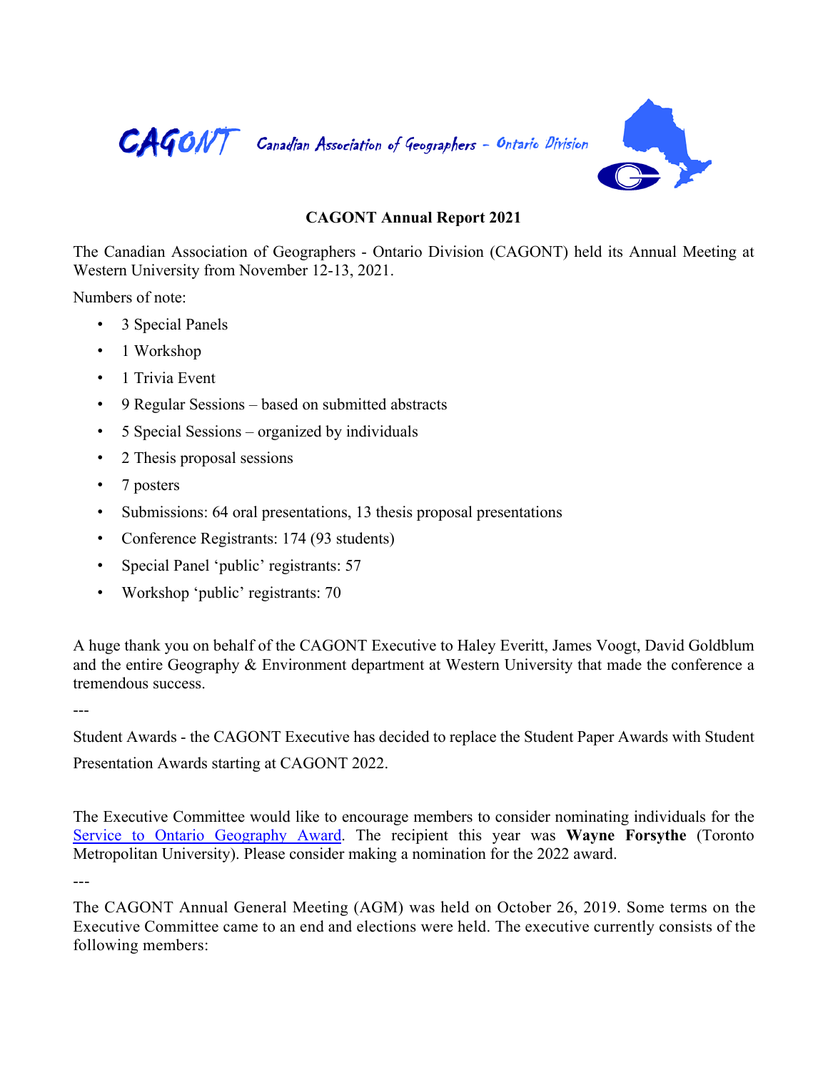CAGONT Canadian Association of Geographers - Ontario Division

# CAGONT Annual Report 2021

The Canadian Association of Geographers - Ontario Division (CAGONT) held its Annual Meeting at Western University from November 12-13, 2021.

Numbers of note:

- 3 Special Panels
- 1 Workshop
- 1 Trivia Event
- 9 Regular Sessions – based on submitted abstracts
- 5 Special Sessions – organized by individuals
- 2 Thesis proposal sessions
- 7 posters
- Submissions: 64 oral presentations, 13 thesis proposal presentations
- Conference Registrants: 174 (93 students)
- Special Panel 'public' registrants: 57
- Workshop 'public' registrants: 70

A huge thank you on behalf of the CAGONT Executive to Haley Everitt, James Voogt, David Goldblum and the entire Geography & Environment department at Western University that made the conference a tremendous success.

---

Student Awards - the CAGONT Executive has decided to replace the Student Paper Awards with Student Presentation Awards starting at CAGONT 2022.

The Executive Committee would like to encourage members to consider nominating individuals for the Service to Ontario Geography Award. The recipient this year was **Wayne Forsythe** (Toronto Metropolitan University). Please consider making a nomination for the 2022 award.

---

The CAGONT Annual General Meeting (AGM) was held on October 26, 2019. Some terms on the Executive Committee came to an end and elections were held. The executive currently consists of the following members: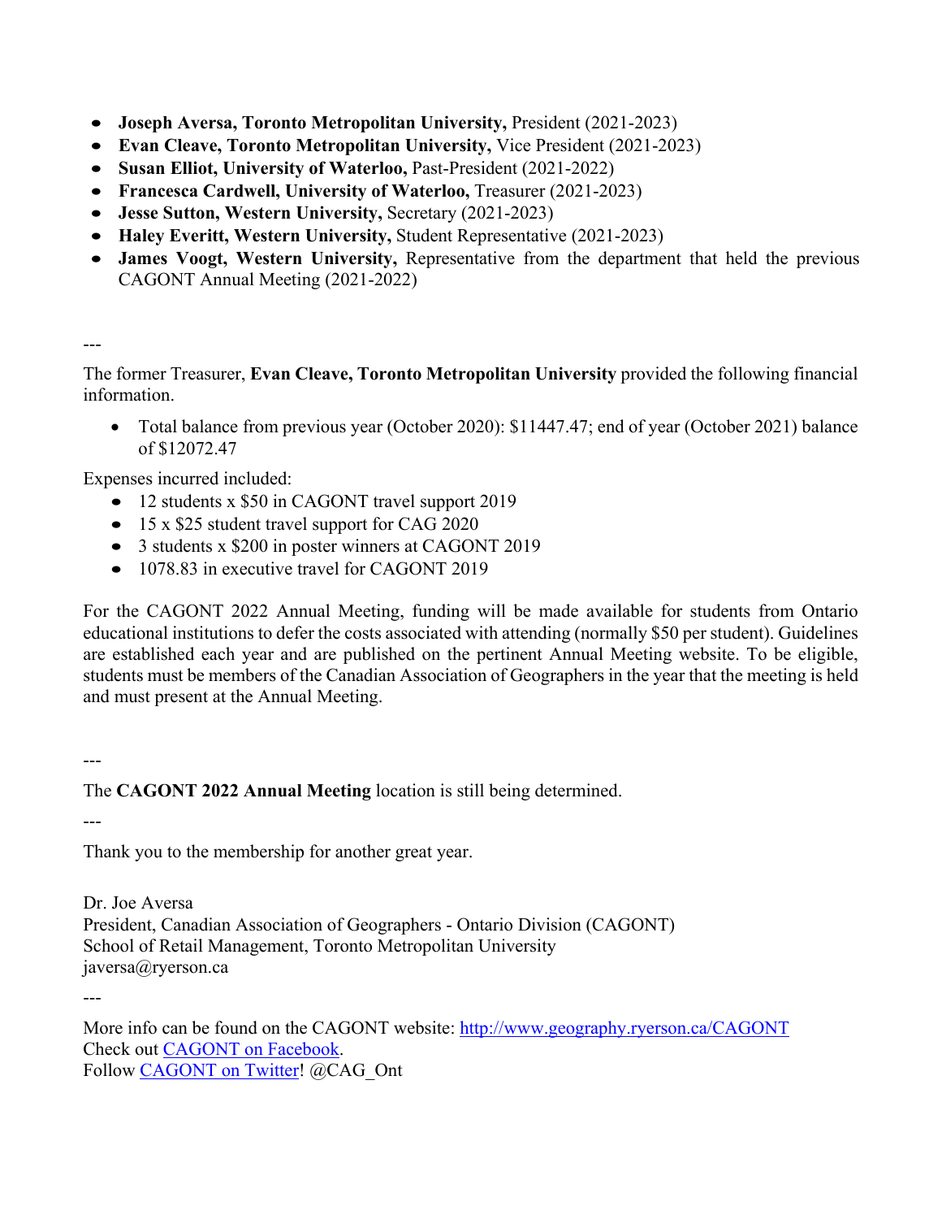- **Joseph Aversa, Toronto Metropolitan University,** President (2021-2023)
- **Evan Cleave, Toronto Metropolitan University,** Vice President (2021-2023)
- **Susan Elliot, University of Waterloo,** Past-President (2021-2022)
- **Francesca Cardwell, University of Waterloo,** Treasurer (2021-2023)
- **Jesse Sutton, Western University,** Secretary (2021-2023)
- **Haley Everitt, Western University,** Student Representative (2021-2023)
- **James Voogt, Western University,** Representative from the department that held the previous CAGONT Annual Meeting (2021-2022)

---

The former Treasurer, **Evan Cleave, Toronto Metropolitan University** provided the following financial information.

- Total balance from previous year (October 2020): $11447.47; end of year (October 2021) balance of $12072.47

Expenses incurred included:

- 12 students x $50 in CAGONT travel support 2019
- 15 x $25 student travel support for CAG 2020
- 3 students x $200 in poster winners at CAGONT 2019
- 1078.83 in executive travel for CAGONT 2019

For the CAGONT 2022 Annual Meeting, funding will be made available for students from Ontario educational institutions to defer the costs associated with attending (normally $50 per student). Guidelines are established each year and are published on the pertinent Annual Meeting website. To be eligible, students must be members of the Canadian Association of Geographers in the year that the meeting is held and must present at the Annual Meeting.

---

The **CAGONT 2022 Annual Meeting** location is still being determined.

---

Thank you to the membership for another great year.

Dr. Joe Aversa
President, Canadian Association of Geographers - Ontario Division (CAGONT)
School of Retail Management, Toronto Metropolitan University
javersa@ryerson.ca

---

More info can be found on the CAGONT website: [http://www.geography.ryerson.ca/CAGONT](http://www.geography.ryerson.ca/CAGONT)
Check out CAGONT on Facebook.
Follow CAGONT on Twitter! @CAG_Ont